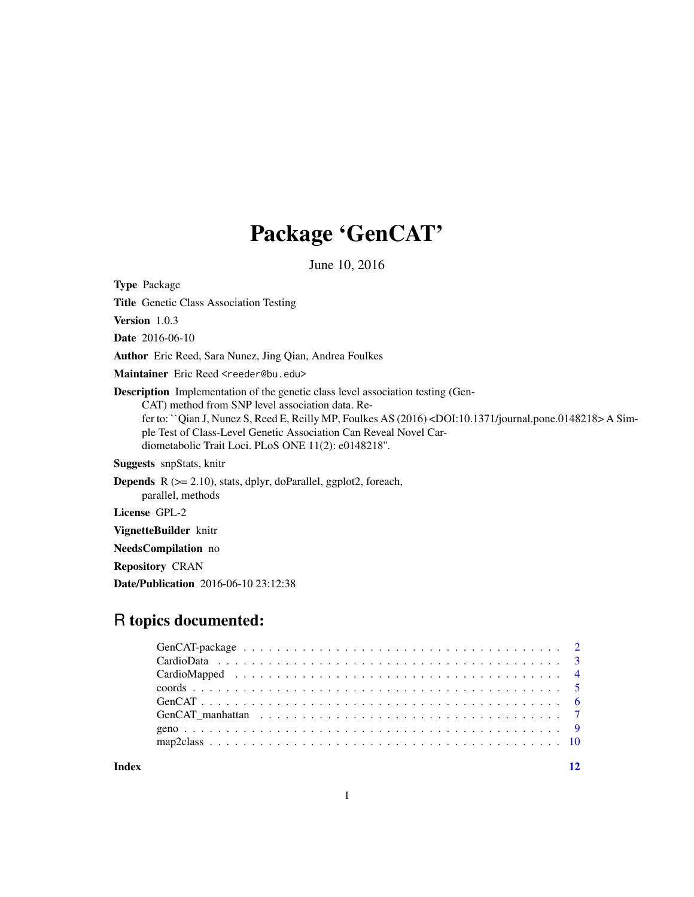# Package 'GenCAT'

June 10, 2016

**Type** Package

**Title** Genetic Class Association Testing

**Version** 1.0.3

**Date** 2016-06-10

**Author** Eric Reed, Sara Nunez, Jing Qian, Andrea Foulkes

**Maintainer** Eric Reed <reeder@bu.edu>

**Description** Implementation of the genetic class level association testing (GenCAT) method from SNP level association data. Refer to: ``Qian J, Nunez S, Reed E, Reilly MP, Foulkes AS (2016) <DOI:10.1371/journal.pone.0148218> A Simple Test of Class-Level Genetic Association Can Reveal Novel Cardiometabolic Trait Loci. PLoS ONE 11(2): e0148218''.

**Suggests** snpStats, knitr

**Depends** R (>= 2.10), stats, dplyr, doParallel, ggplot2, foreach, parallel, methods

**License** GPL-2

**VignetteBuilder** knitr

**NeedsCompilation** no

**Repository** CRAN

**Date/Publication** 2016-06-10 23:12:38

## R topics documented:

| | |
|---|---|
| GenCAT-package | 2 |
| CardioData | 3 |
| CardioMapped | 4 |
| coords | 5 |
| GenCAT | 6 |
| GenCAT_manhattan | 7 |
| geno | 9 |
| map2class | 10 |
| **Index** | **12** |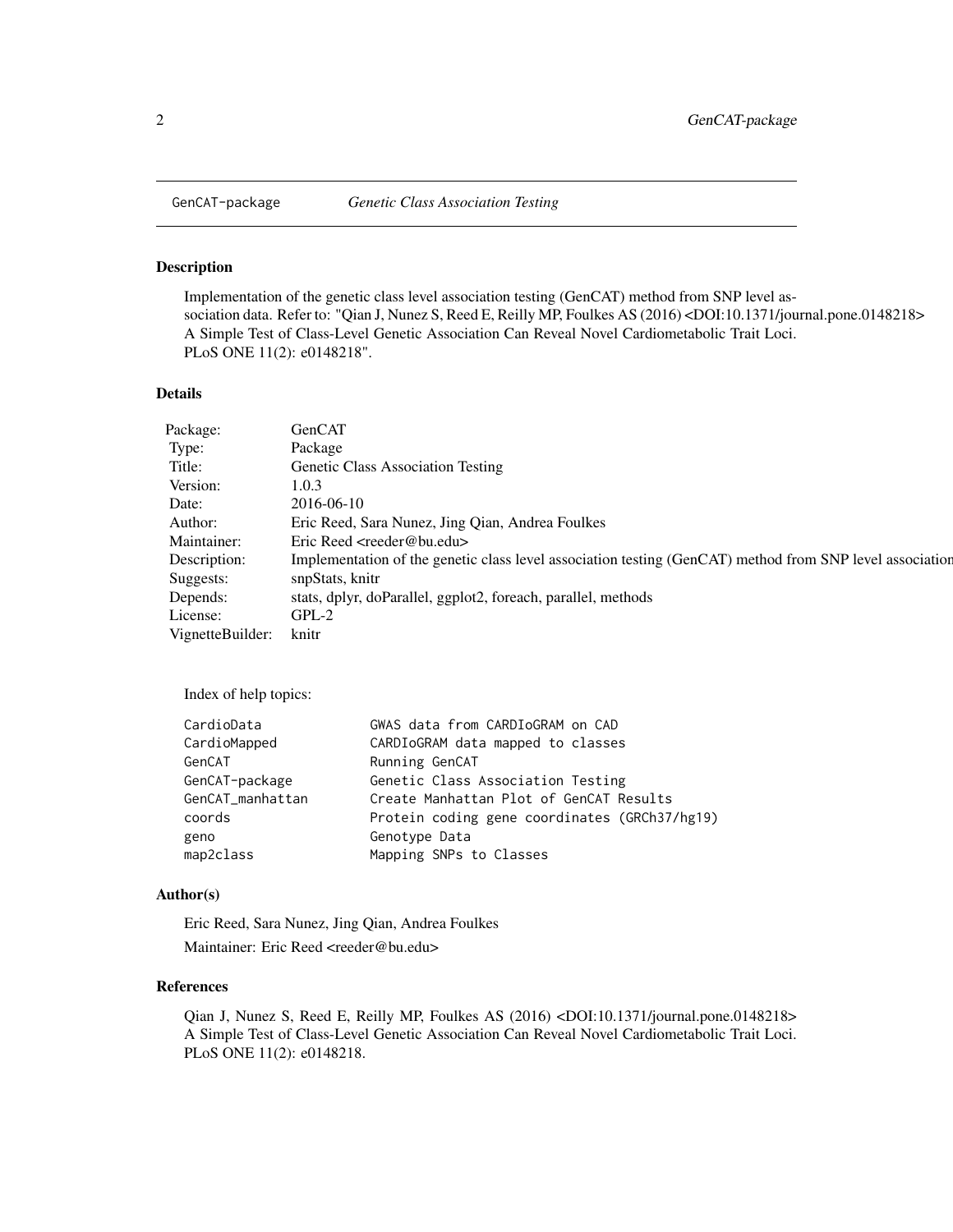GenCAT-package *Genetic Class Association Testing*

## Description

Implementation of the genetic class level association testing (GenCAT) method from SNP level association data. Refer to: "Qian J, Nunez S, Reed E, Reilly MP, Foulkes AS (2016) <DOI:10.1371/journal.pone.0148218> A Simple Test of Class-Level Genetic Association Can Reveal Novel Cardiometabolic Trait Loci. PLoS ONE 11(2): e0148218".

## Details

| | |
|---|---|
| Package: | GenCAT |
| Type: | Package |
| Title: | Genetic Class Association Testing |
| Version: | 1.0.3 |
| Date: | 2016-06-10 |
| Author: | Eric Reed, Sara Nunez, Jing Qian, Andrea Foulkes |
| Maintainer: | Eric Reed <reeder@bu.edu> |
| Description: | Implementation of the genetic class level association testing (GenCAT) method from SNP level association |
| Suggests: | snpStats, knitr |
| Depends: | stats, dplyr, doParallel, ggplot2, foreach, parallel, methods |
| License: | GPL-2 |
| VignetteBuilder: | knitr |

Index of help topics:

```
CardioData              GWAS data from CARDIoGRAM on CAD
CardioMapped            CARDIoGRAM data mapped to classes
GenCAT                  Running GenCAT
GenCAT-package          Genetic Class Association Testing
GenCAT_manhattan        Create Manhattan Plot of GenCAT Results
coords                  Protein coding gene coordinates (GRCh37/hg19)
geno                    Genotype Data
map2class               Mapping SNPs to Classes
```

## Author(s)

Eric Reed, Sara Nunez, Jing Qian, Andrea Foulkes

Maintainer: Eric Reed <reeder@bu.edu>

## References

Qian J, Nunez S, Reed E, Reilly MP, Foulkes AS (2016) <DOI:10.1371/journal.pone.0148218> A Simple Test of Class-Level Genetic Association Can Reveal Novel Cardiometabolic Trait Loci. PLoS ONE 11(2): e0148218.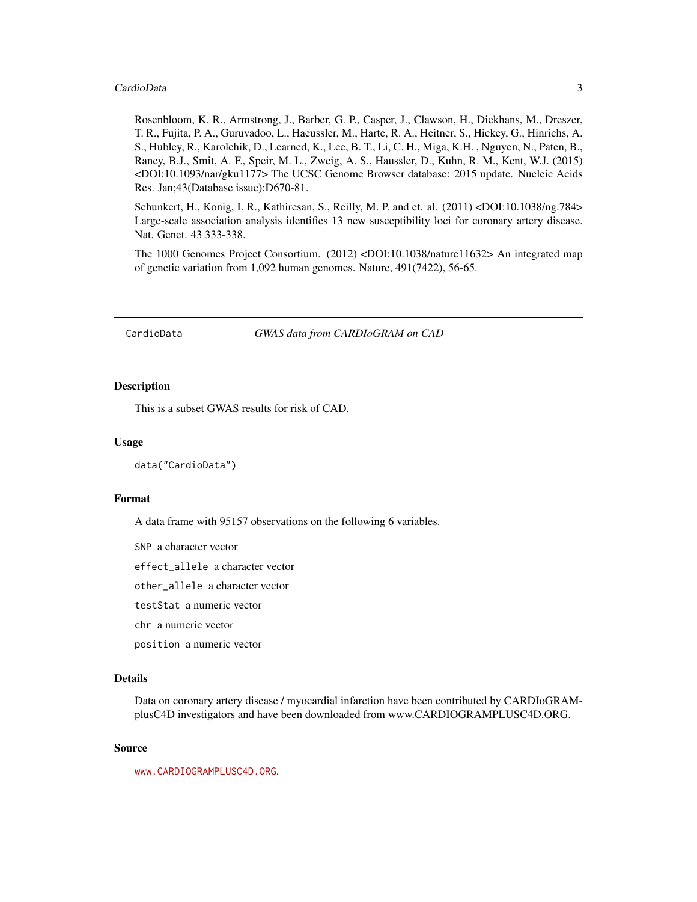Rosenbloom, K. R., Armstrong, J., Barber, G. P., Casper, J., Clawson, H., Diekhans, M., Dreszer, T. R., Fujita, P. A., Guruvadoo, L., Haeussler, M., Harte, R. A., Heitner, S., Hickey, G., Hinrichs, A. S., Hubley, R., Karolchik, D., Learned, K., Lee, B. T., Li, C. H., Miga, K.H. , Nguyen, N., Paten, B., Raney, B.J., Smit, A. F., Speir, M. L., Zweig, A. S., Haussler, D., Kuhn, R. M., Kent, W.J. (2015) <DOI:10.1093/nar/gku1177> The UCSC Genome Browser database: 2015 update. Nucleic Acids Res. Jan;43(Database issue):D670-81.

Schunkert, H., Konig, I. R., Kathiresan, S., Reilly, M. P. and et. al. (2011) <DOI:10.1038/ng.784> Large-scale association analysis identifies 13 new susceptibility loci for coronary artery disease. Nat. Genet. 43 333-338.

The 1000 Genomes Project Consortium. (2012) <DOI:10.1038/nature11632> An integrated map of genetic variation from 1,092 human genomes. Nature, 491(7422), 56-65.

---

## CardioData — *GWAS data from CARDIoGRAM on CAD*

### Description

This is a subset GWAS results for risk of CAD.

### Usage

```
data("CardioData")
```

### Format

A data frame with 95157 observations on the following 6 variables.

- `SNP` a character vector
- `effect_allele` a character vector
- `other_allele` a character vector
- `testStat` a numeric vector
- `chr` a numeric vector
- `position` a numeric vector

### Details

Data on coronary artery disease / myocardial infarction have been contributed by CARDIoGRAMplusC4D investigators and have been downloaded from www.CARDIOGRAMPLUSC4D.ORG.

### Source

www.CARDIOGRAMPLUSC4D.ORG.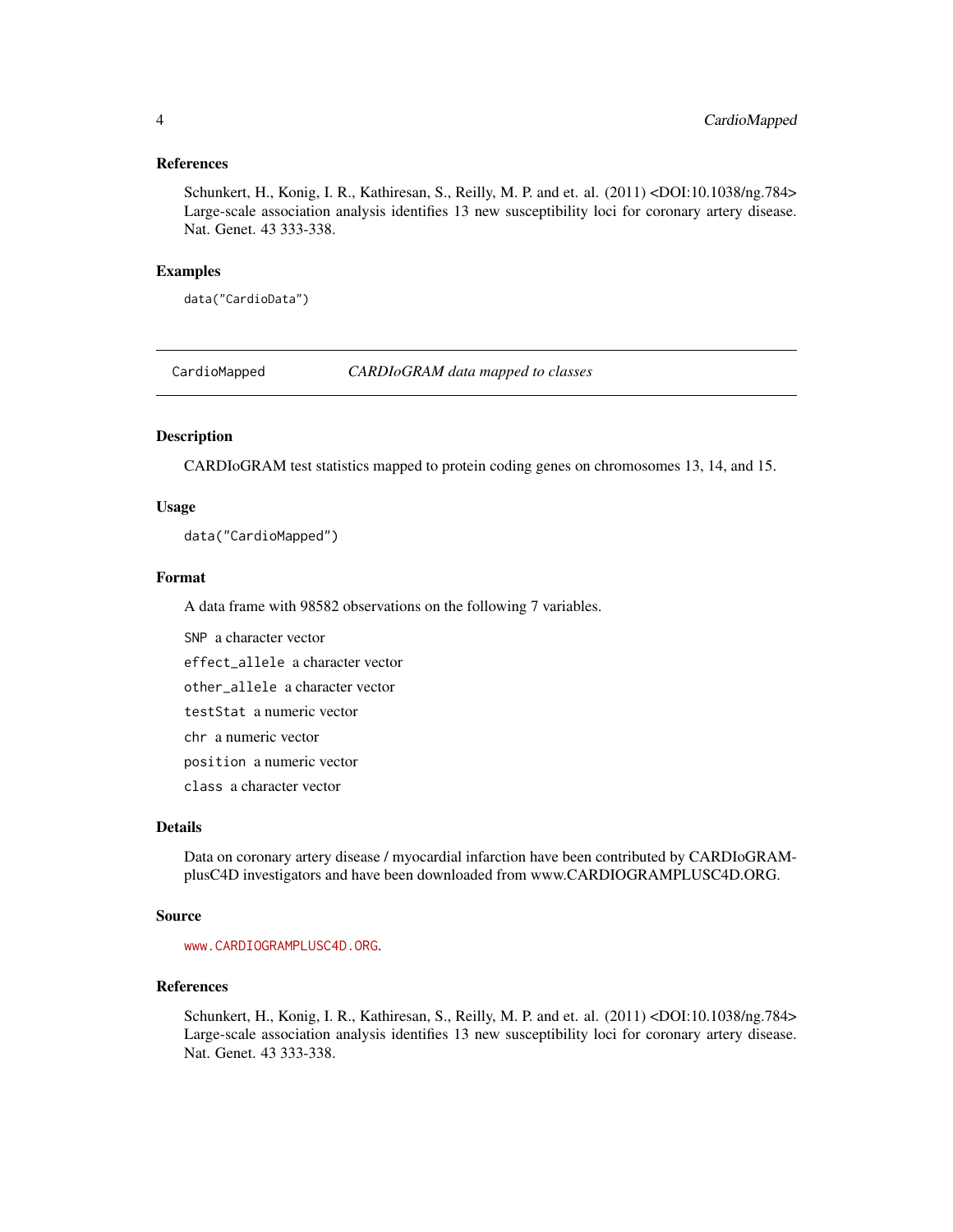### References

Schunkert, H., Konig, I. R., Kathiresan, S., Reilly, M. P. and et. al. (2011) <DOI:10.1038/ng.784> Large-scale association analysis identifies 13 new susceptibility loci for coronary artery disease. Nat. Genet. 43 333-338.

### Examples

```
data("CardioData")
```

---

## CardioMapped — *CARDIoGRAM data mapped to classes*

---

### Description

CARDIoGRAM test statistics mapped to protein coding genes on chromosomes 13, 14, and 15.

### Usage

```
data("CardioMapped")
```

### Format

A data frame with 98582 observations on the following 7 variables.

- `SNP` a character vector
- `effect_allele` a character vector
- `other_allele` a character vector
- `testStat` a numeric vector
- `chr` a numeric vector
- `position` a numeric vector
- `class` a character vector

### Details

Data on coronary artery disease / myocardial infarction have been contributed by CARDIoGRAMplusC4D investigators and have been downloaded from www.CARDIOGRAMPLUSC4D.ORG.

### Source

www.CARDIOGRAMPLUSC4D.ORG.

### References

Schunkert, H., Konig, I. R., Kathiresan, S., Reilly, M. P. and et. al. (2011) <DOI:10.1038/ng.784> Large-scale association analysis identifies 13 new susceptibility loci for coronary artery disease. Nat. Genet. 43 333-338.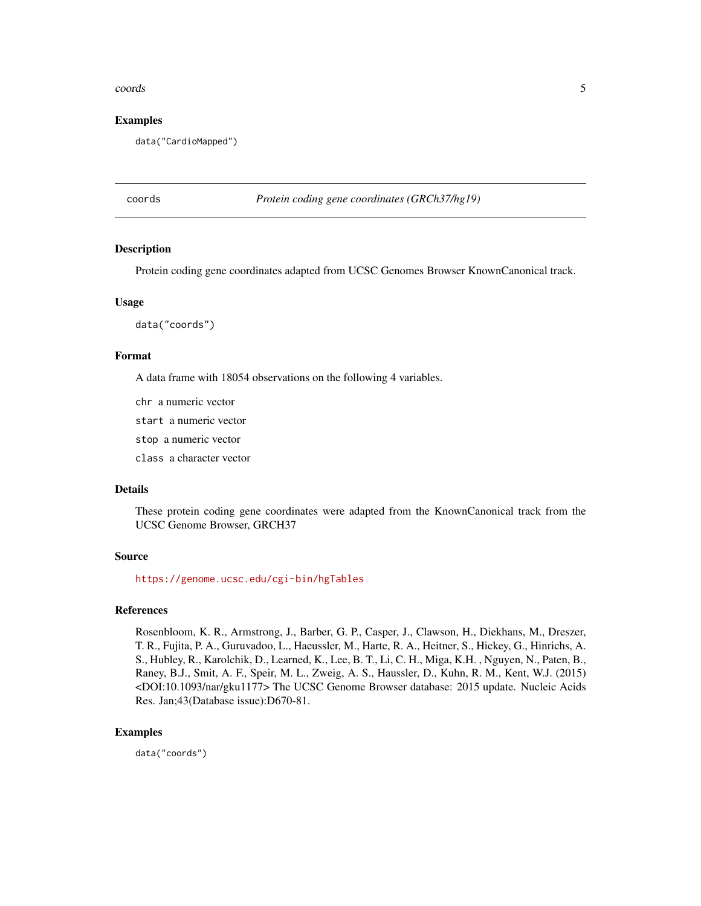## Examples

```
data("CardioMapped")
```

---

coords *Protein coding gene coordinates (GRCh37/hg19)*

---

## Description

Protein coding gene coordinates adapted from UCSC Genomes Browser KnownCanonical track.

## Usage

```
data("coords")
```

## Format

A data frame with 18054 observations on the following 4 variables.

`chr` a numeric vector

`start` a numeric vector

`stop` a numeric vector

`class` a character vector

## Details

These protein coding gene coordinates were adapted from the KnownCanonical track from the UCSC Genome Browser, GRCH37

## Source

https://genome.ucsc.edu/cgi-bin/hgTables

## References

Rosenbloom, K. R., Armstrong, J., Barber, G. P., Casper, J., Clawson, H., Diekhans, M., Dreszer, T. R., Fujita, P. A., Guruvadoo, L., Haeussler, M., Harte, R. A., Heitner, S., Hickey, G., Hinrichs, A. S., Hubley, R., Karolchik, D., Learned, K., Lee, B. T., Li, C. H., Miga, K.H. , Nguyen, N., Paten, B., Raney, B.J., Smit, A. F., Speir, M. L., Zweig, A. S., Haussler, D., Kuhn, R. M., Kent, W.J. (2015) <DOI:10.1093/nar/gku1177> The UCSC Genome Browser database: 2015 update. Nucleic Acids Res. Jan;43(Database issue):D670-81.

## Examples

```
data("coords")
```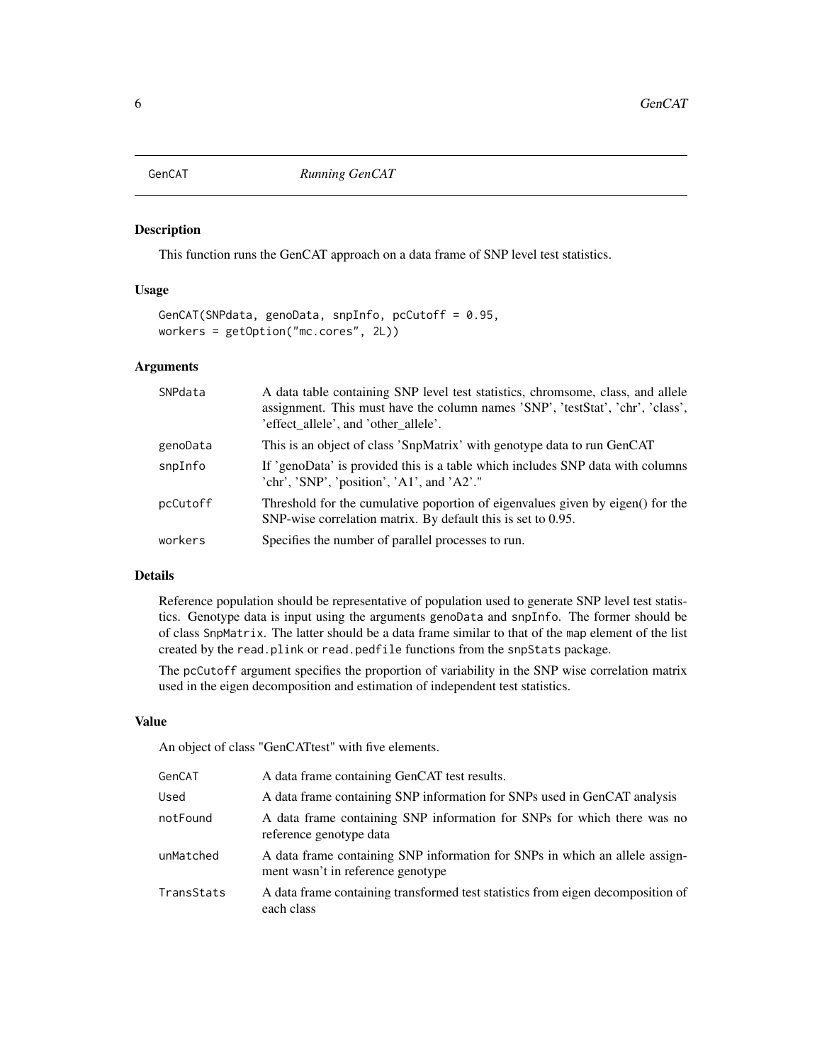# GenCAT *Running GenCAT*

## Description

This function runs the GenCAT approach on a data frame of SNP level test statistics.

## Usage

```
GenCAT(SNPdata, genoData, snpInfo, pcCutoff = 0.95,
workers = getOption("mc.cores", 2L))
```

## Arguments

| | |
|---|---|
| SNPdata | A data table containing SNP level test statistics, chromsome, class, and allele assignment. This must have the column names 'SNP', 'testStat', 'chr', 'class', 'effect_allele', and 'other_allele'. |
| genoData | This is an object of class 'SnpMatrix' with genotype data to run GenCAT |
| snpInfo | If 'genoData' is provided this is a table which includes SNP data with columns 'chr', 'SNP', 'position', 'A1', and 'A2'." |
| pcCutoff | Threshold for the cumulative poportion of eigenvalues given by eigen() for the SNP-wise correlation matrix. By default this is set to 0.95. |
| workers | Specifies the number of parallel processes to run. |

## Details

Reference population should be representative of population used to generate SNP level test statistics. Genotype data is input using the arguments `genoData` and `snpInfo`. The former should be of class `SnpMatrix`. The latter should be a data frame similar to that of the `map` element of the list created by the `read.plink` or `read.pedfile` functions from the `snpStats` package.

The `pcCutoff` argument specifies the proportion of variability in the SNP wise correlation matrix used in the eigen decomposition and estimation of independent test statistics.

## Value

An object of class "GenCATtest" with five elements.

| | |
|---|---|
| GenCAT | A data frame containing GenCAT test results. |
| Used | A data frame containing SNP information for SNPs used in GenCAT analysis |
| notFound | A data frame containing SNP information for SNPs for which there was no reference genotype data |
| unMatched | A data frame containing SNP information for SNPs in which an allele assignment wasn't in reference genotype |
| TransStats | A data frame containing transformed test statistics from eigen decomposition of each class |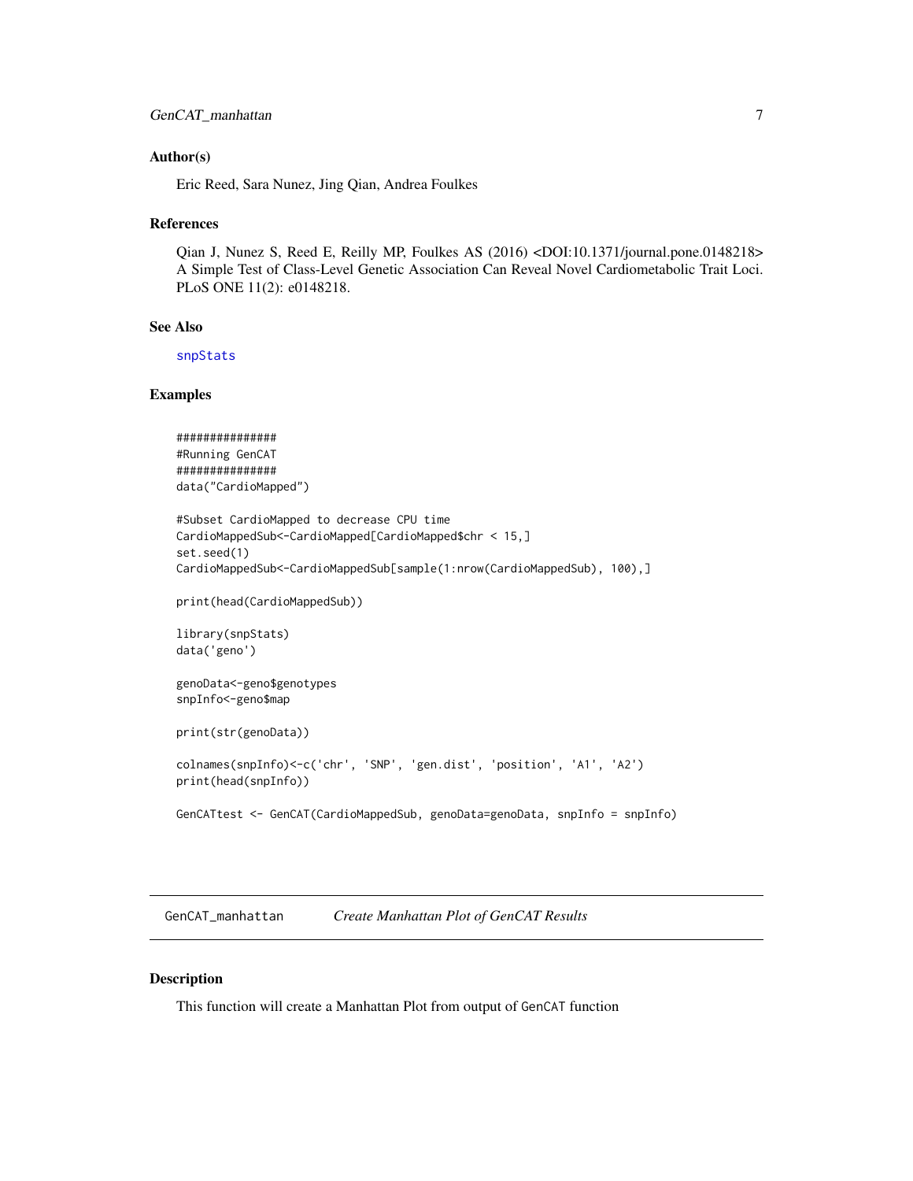### Author(s)

Eric Reed, Sara Nunez, Jing Qian, Andrea Foulkes

### References

Qian J, Nunez S, Reed E, Reilly MP, Foulkes AS (2016) <DOI:10.1371/journal.pone.0148218> A Simple Test of Class-Level Genetic Association Can Reveal Novel Cardiometabolic Trait Loci. PLoS ONE 11(2): e0148218.

### See Also

snpStats

### Examples

```
###############
#Running GenCAT
###############
data("CardioMapped")

#Subset CardioMapped to decrease CPU time
CardioMappedSub<-CardioMapped[CardioMapped$chr < 15,]
set.seed(1)
CardioMappedSub<-CardioMappedSub[sample(1:nrow(CardioMappedSub), 100),]

print(head(CardioMappedSub))

library(snpStats)
data('geno')

genoData<-geno$genotypes
snpInfo<-geno$map

print(str(genoData))

colnames(snpInfo)<-c('chr', 'SNP', 'gen.dist', 'position', 'A1', 'A2')
print(head(snpInfo))

GenCATtest <- GenCAT(CardioMappedSub, genoData=genoData, snpInfo = snpInfo)
```

---

## GenCAT_manhattan    *Create Manhattan Plot of GenCAT Results*

### Description

This function will create a Manhattan Plot from output of GenCAT function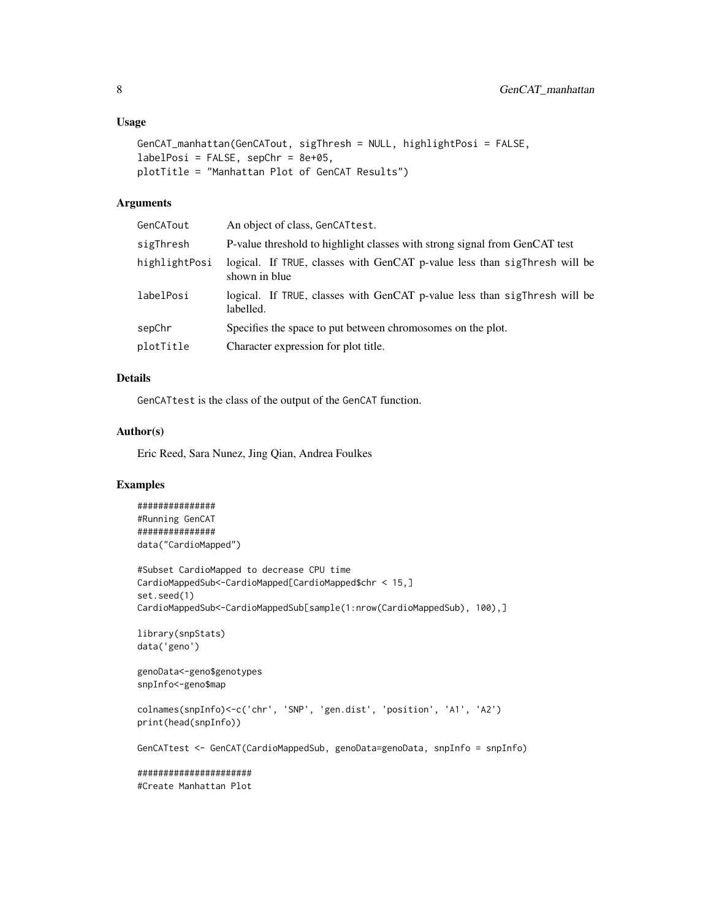## Usage

```
GenCAT_manhattan(GenCATout, sigThresh = NULL, highlightPosi = FALSE,
labelPosi = FALSE, sepChr = 8e+05,
plotTitle = "Manhattan Plot of GenCAT Results")
```

## Arguments

| | |
|---|---|
| `GenCATout` | An object of class, `GenCATtest`. |
| `sigThresh` | P-value threshold to highlight classes with strong signal from GenCAT test |
| `highlightPosi` | logical. If `TRUE`, classes with GenCAT p-value less than `sigThresh` will be shown in blue |
| `labelPosi` | logical. If `TRUE`, classes with GenCAT p-value less than `sigThresh` will be labelled. |
| `sepChr` | Specifies the space to put between chromosomes on the plot. |
| `plotTitle` | Character expression for plot title. |

## Details

`GenCATtest` is the class of the output of the `GenCAT` function.

## Author(s)

Eric Reed, Sara Nunez, Jing Qian, Andrea Foulkes

## Examples

```
###############
#Running GenCAT
###############
data("CardioMapped")

#Subset CardioMapped to decrease CPU time
CardioMappedSub<-CardioMapped[CardioMapped$chr < 15,]
set.seed(1)
CardioMappedSub<-CardioMappedSub[sample(1:nrow(CardioMappedSub), 100),]

library(snpStats)
data('geno')

genoData<-geno$genotypes
snpInfo<-geno$map

colnames(snpInfo)<-c('chr', 'SNP', 'gen.dist', 'position', 'A1', 'A2')
print(head(snpInfo))

GenCATtest <- GenCAT(CardioMappedSub, genoData=genoData, snpInfo = snpInfo)

######################
#Create Manhattan Plot
```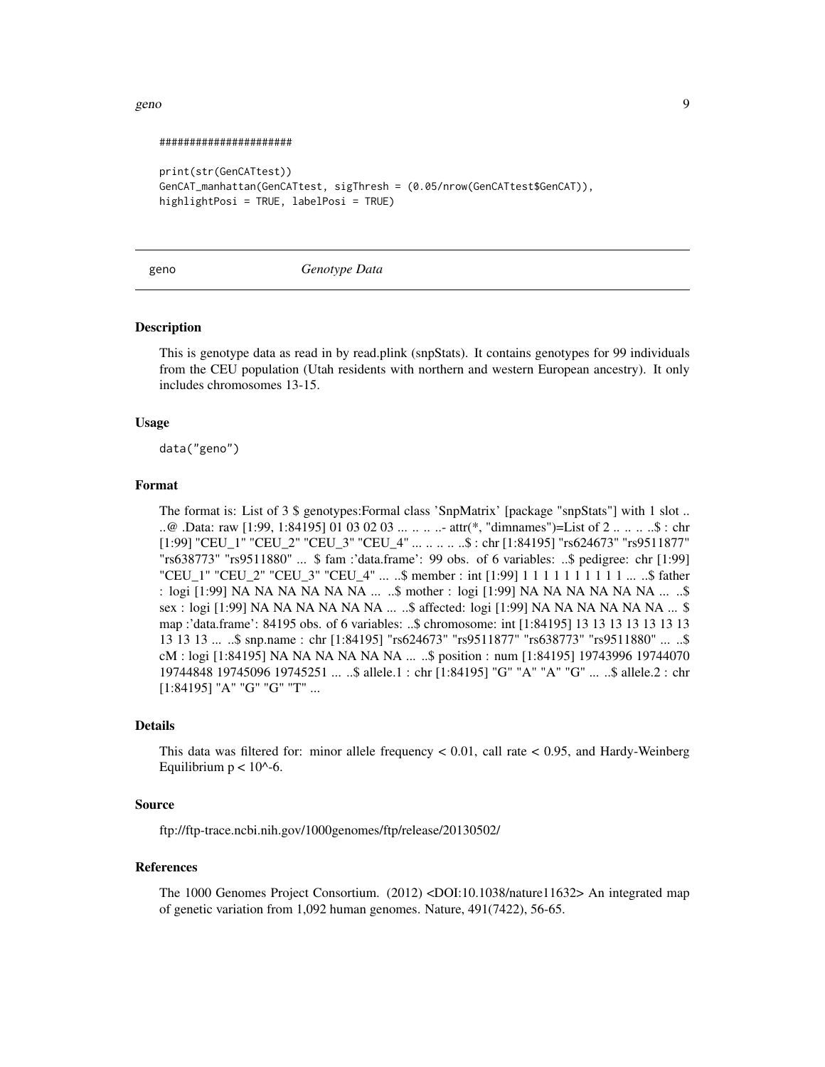```
######################

print(str(GenCATtest))
GenCAT_manhattan(GenCATtest, sigThresh = (0.05/nrow(GenCATtest$GenCAT)),
highlightPosi = TRUE, labelPosi = TRUE)
```

## geno    *Genotype Data*

### Description

This is genotype data as read in by read.plink (snpStats). It contains genotypes for 99 individuals from the CEU population (Utah residents with northern and western European ancestry). It only includes chromosomes 13-15.

### Usage

```
data("geno")
```

### Format

The format is: List of 3 $ genotypes:Formal class 'SnpMatrix' [package "snpStats"] with 1 slot .. ..@ .Data: raw [1:99, 1:84195] 01 03 02 03 ... .. .. ..- attr(*, "dimnames")=List of 2 .. .. .. ..$ : chr [1:99] "CEU_1" "CEU_2" "CEU_3" "CEU_4" ... .. .. .. ..$ : chr [1:84195] "rs624673" "rs9511877" "rs638773" "rs9511880" ... $ fam :'data.frame': 99 obs. of 6 variables: ..$ pedigree: chr [1:99] "CEU_1" "CEU_2" "CEU_3" "CEU_4" ... ..$ member : int [1:99] 1 1 1 1 1 1 1 1 1 1 ... ..$ father : logi [1:99] NA NA NA NA NA NA ... ..$ mother : logi [1:99] NA NA NA NA NA NA ... ..$ sex : logi [1:99] NA NA NA NA NA NA ... ..$ affected: logi [1:99] NA NA NA NA NA NA ... $ map :'data.frame': 84195 obs. of 6 variables: ..$ chromosome: int [1:84195] 13 13 13 13 13 13 13 13 13 13 13 ... ..$ snp.name : chr [1:84195] "rs624673" "rs9511877" "rs638773" "rs9511880" ... ..$ cM : logi [1:84195] NA NA NA NA NA NA ... ..$ position : num [1:84195] 19743996 19744070 19744848 19745096 19745251 ... ..$ allele.1 : chr [1:84195] "G" "A" "A" "G" ... ..$ allele.2 : chr [1:84195] "A" "G" "G" "T" ...

### Details

This data was filtered for: minor allele frequency < 0.01, call rate < 0.95, and Hardy-Weinberg Equilibrium p < 10^-6.

### Source

ftp://ftp-trace.ncbi.nih.gov/1000genomes/ftp/release/20130502/

### References

The 1000 Genomes Project Consortium. (2012) <DOI:10.1038/nature11632> An integrated map of genetic variation from 1,092 human genomes. Nature, 491(7422), 56-65.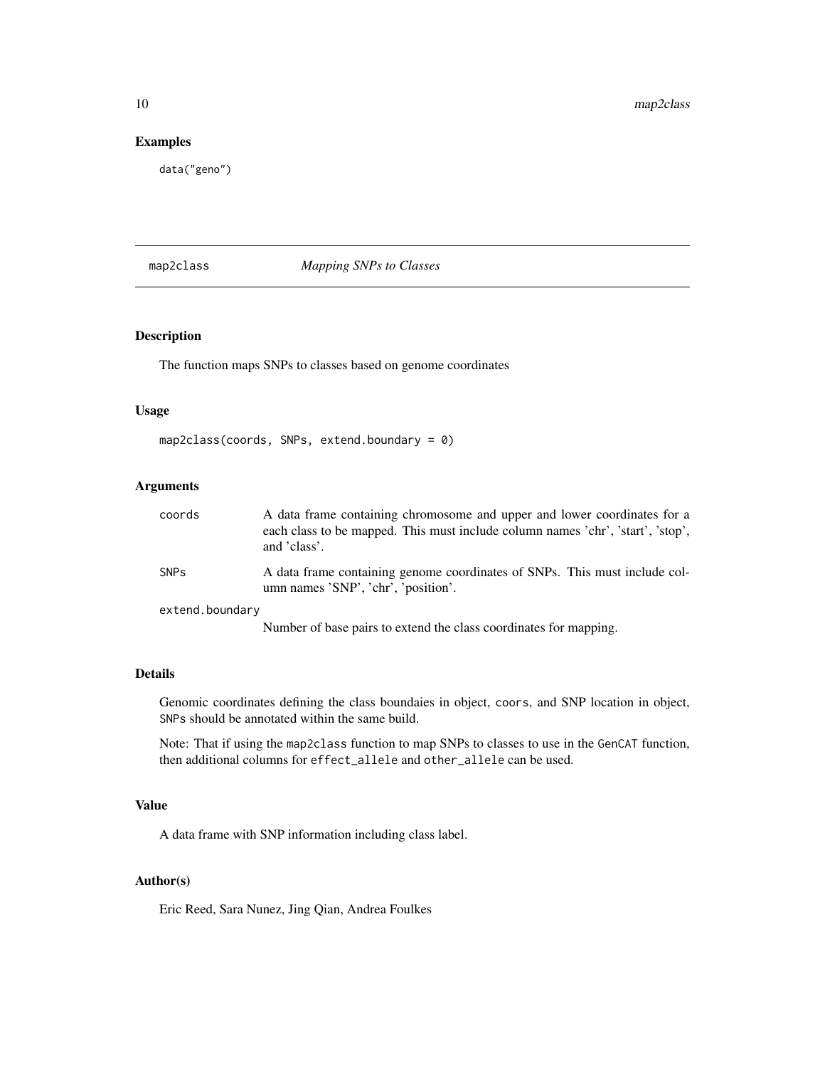## Examples

```
data("geno")
```

---

# map2class — *Mapping SNPs to Classes*

---

### Description

The function maps SNPs to classes based on genome coordinates

### Usage

```
map2class(coords, SNPs, extend.boundary = 0)
```

### Arguments

| | |
|---|---|
| coords | A data frame containing chromosome and upper and lower coordinates for a each class to be mapped. This must include column names 'chr', 'start', 'stop', and 'class'. |
| SNPs | A data frame containing genome coordinates of SNPs. This must include column names 'SNP', 'chr', 'position'. |
| extend.boundary | Number of base pairs to extend the class coordinates for mapping. |

### Details

Genomic coordinates defining the class boundaies in object, `coors`, and SNP location in object, `SNPs` should be annotated within the same build.

Note: That if using the `map2class` function to map SNPs to classes to use in the `GenCAT` function, then additional columns for `effect_allele` and `other_allele` can be used.

### Value

A data frame with SNP information including class label.

### Author(s)

Eric Reed, Sara Nunez, Jing Qian, Andrea Foulkes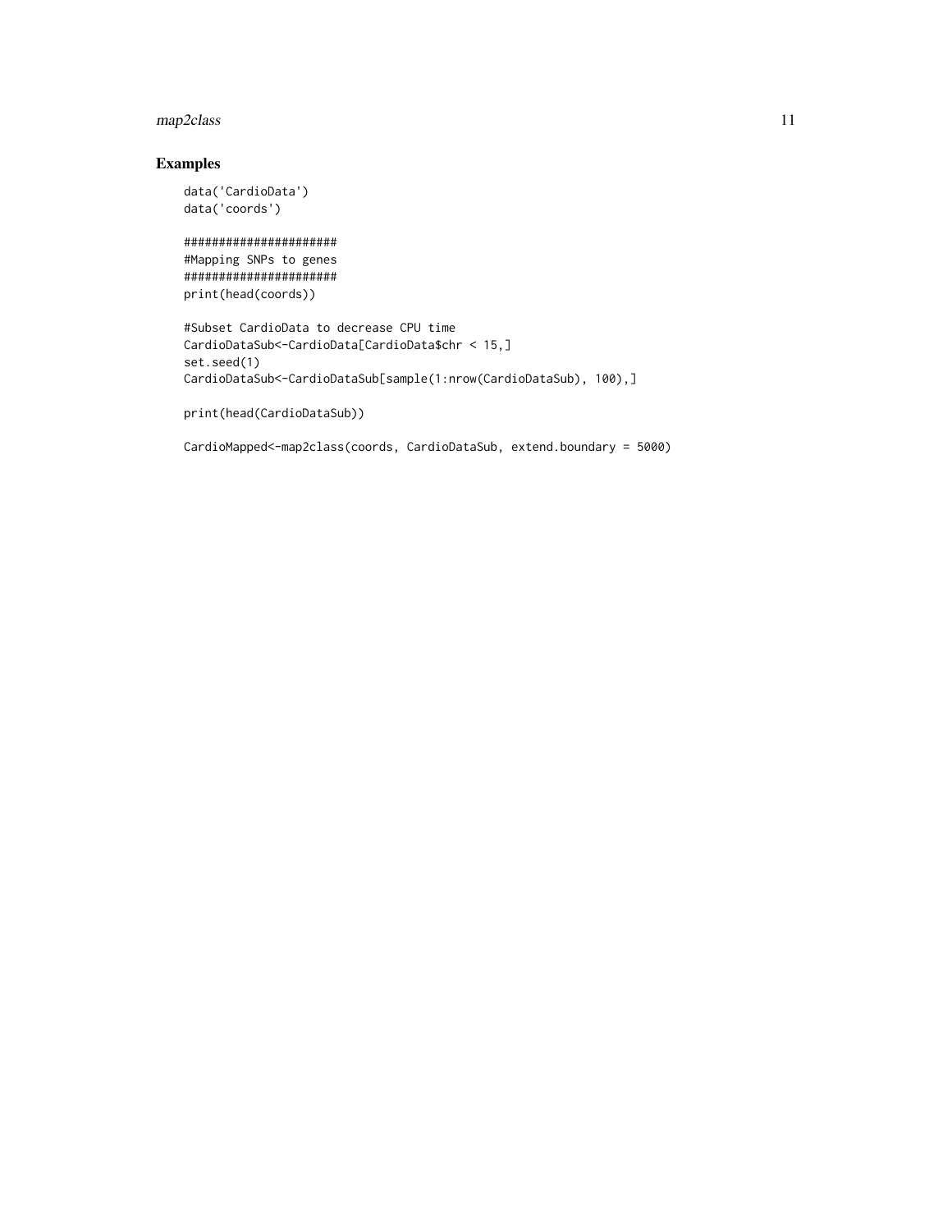## Examples

```
data('CardioData')
data('coords')

######################
#Mapping SNPs to genes
######################
print(head(coords))

#Subset CardioData to decrease CPU time
CardioDataSub<-CardioData[CardioData$chr < 15,]
set.seed(1)
CardioDataSub<-CardioDataSub[sample(1:nrow(CardioDataSub), 100),]

print(head(CardioDataSub))

CardioMapped<-map2class(coords, CardioDataSub, extend.boundary = 5000)
```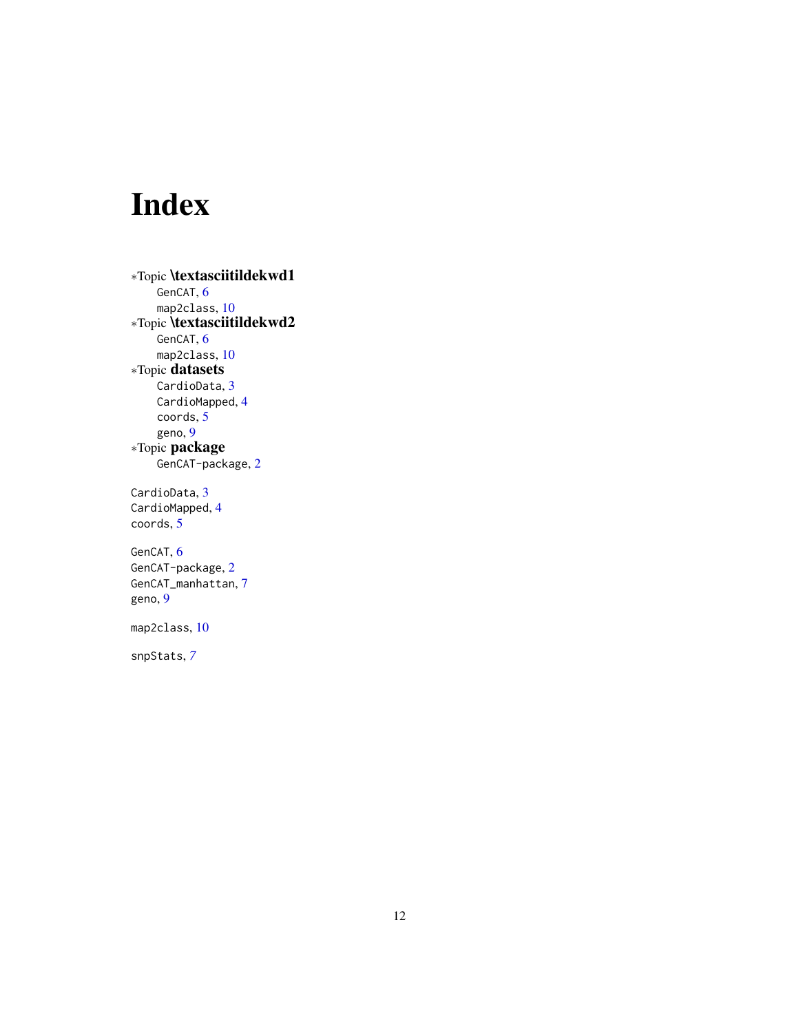# Index

∗Topic **\textasciitildekwd1**
- GenCAT, 6
- map2class, 10

∗Topic **\textasciitildekwd2**
- GenCAT, 6
- map2class, 10

∗Topic **datasets**
- CardioData, 3
- CardioMapped, 4
- coords, 5
- geno, 9

∗Topic **package**
- GenCAT-package, 2

CardioData, 3
CardioMapped, 4
coords, 5

GenCAT, 6
GenCAT-package, 2
GenCAT_manhattan, 7
geno, 9

map2class, 10

snpStats, *7*